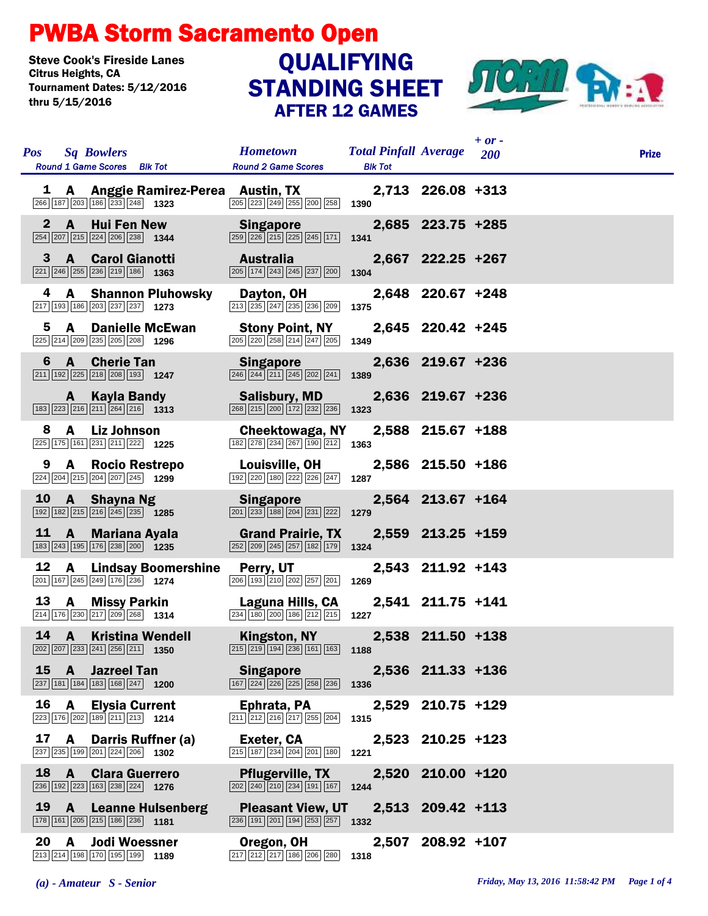# PWBA Storm Sacramento Open

**Steve Cook's Fireside Lanes**
**Citrus Heights, CA**
**Tournament Dates: 5/12/2016 thru 5/15/2016**

## QUALIFYING STANDING SHEET
### AFTER 12 GAMES

| Pos | Sq | Bowlers | Round 1 Game Scores | Blk Tot | Hometown | Round 2 Game Scores | Blk Tot | Total Pinfall | Average | + or - 200 | Prize |
|---|---|---|---|---|---|---|---|---|---|---|---|
| 1 | A | Anggie Ramirez-Perea | 266 187 203 186 233 248 | 1323 | Austin, TX | 205 223 249 255 200 258 | 1390 | 2,713 | 226.08 | +313 | |
| 2 | A | Hui Fen New | 254 207 215 224 206 238 | 1344 | Singapore | 259 226 215 225 245 171 | 1341 | 2,685 | 223.75 | +285 | |
| 3 | A | Carol Gianotti | 221 246 255 236 219 186 | 1363 | Australia | 205 174 243 245 237 200 | 1304 | 2,667 | 222.25 | +267 | |
| 4 | A | Shannon Pluhowsky | 217 193 186 203 237 237 | 1273 | Dayton, OH | 213 235 247 235 236 209 | 1375 | 2,648 | 220.67 | +248 | |
| 5 | A | Danielle McEwan | 225 214 209 235 205 208 | 1296 | Stony Point, NY | 205 220 258 214 247 205 | 1349 | 2,645 | 220.42 | +245 | |
| 6 | A | Cherie Tan | 211 192 225 218 208 193 | 1247 | Singapore | 246 244 211 245 202 241 | 1389 | 2,636 | 219.67 | +236 | |
| | A | Kayla Bandy | 183 223 216 211 264 216 | 1313 | Salisbury, MD | 268 215 200 172 232 236 | 1323 | 2,636 | 219.67 | +236 | |
| 8 | A | Liz Johnson | 225 175 161 231 211 222 | 1225 | Cheektowaga, NY | 182 278 234 267 190 212 | 1363 | 2,588 | 215.67 | +188 | |
| 9 | A | Rocio Restrepo | 224 204 215 204 207 245 | 1299 | Louisville, OH | 192 220 180 222 226 247 | 1287 | 2,586 | 215.50 | +186 | |
| 10 | A | Shayna Ng | 192 182 215 216 245 235 | 1285 | Singapore | 201 233 188 204 231 222 | 1279 | 2,564 | 213.67 | +164 | |
| 11 | A | Mariana Ayala | 183 243 195 176 238 200 | 1235 | Grand Prairie, TX | 252 209 245 257 182 179 | 1324 | 2,559 | 213.25 | +159 | |
| 12 | A | Lindsay Boomershine | 201 167 245 249 176 236 | 1274 | Perry, UT | 206 193 210 202 257 201 | 1269 | 2,543 | 211.92 | +143 | |
| 13 | A | Missy Parkin | 214 176 230 217 209 268 | 1314 | Laguna Hills, CA | 234 180 200 186 212 215 | 1227 | 2,541 | 211.75 | +141 | |
| 14 | A | Kristina Wendell | 202 207 233 241 256 211 | 1350 | Kingston, NY | 215 219 194 236 161 163 | 1188 | 2,538 | 211.50 | +138 | |
| 15 | A | Jazreel Tan | 237 181 184 183 168 247 | 1200 | Singapore | 167 224 226 225 258 236 | 1336 | 2,536 | 211.33 | +136 | |
| 16 | A | Elysia Current | 223 176 202 189 211 213 | 1214 | Ephrata, PA | 211 212 216 217 255 204 | 1315 | 2,529 | 210.75 | +129 | |
| 17 | A | Darris Ruffner (a) | 237 235 199 201 224 206 | 1302 | Exeter, CA | 215 187 234 204 201 180 | 1221 | 2,523 | 210.25 | +123 | |
| 18 | A | Clara Guerrero | 236 192 223 163 238 224 | 1276 | Pflugerville, TX | 202 240 210 234 191 167 | 1244 | 2,520 | 210.00 | +120 | |
| 19 | A | Leanne Hulsenberg | 178 161 205 215 186 236 | 1181 | Pleasant View, UT | 236 191 201 194 253 257 | 1332 | 2,513 | 209.42 | +113 | |
| 20 | A | Jodi Woessner | 213 214 198 170 195 199 | 1189 | Oregon, OH | 217 212 217 186 206 280 | 1318 | 2,507 | 208.92 | +107 | |

*(a) - Amateur S - Senior*

*Friday, May 13, 2016 11:58:42 PM*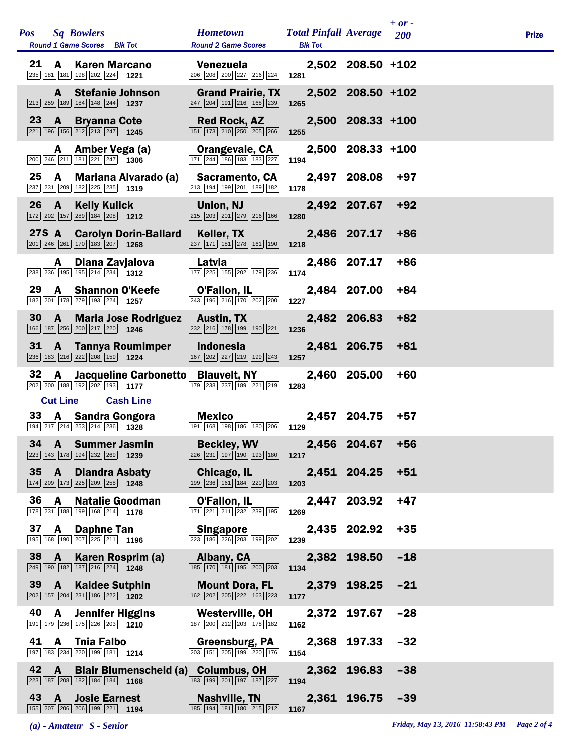| Pos | Sq | Bowlers | Round 1 Game Scores | Blk Tot | Hometown | Round 2 Game Scores | Blk Tot | Total Pinfall | Average | + or - 200 | Prize |
|---|---|---|---|---|---|---|---|---|---|---|---|
| 21 | A | Karen Marcano | 235 181 181 198 202 224 | 1221 | Venezuela | 206 208 200 227 216 224 | 1281 | 2,502 | 208.50 | +102 | |
| | A | Stefanie Johnson | 213 259 189 184 148 244 | 1237 | Grand Prairie, TX | 247 204 191 216 168 239 | 1265 | 2,502 | 208.50 | +102 | |
| 23 | A | Bryanna Cote | 221 196 156 212 213 247 | 1245 | Red Rock, AZ | 151 173 210 250 205 266 | 1255 | 2,500 | 208.33 | +100 | |
| | A | Amber Vega (a) | 200 246 211 181 221 247 | 1306 | Orangevale, CA | 171 244 186 183 183 227 | 1194 | 2,500 | 208.33 | +100 | |
| 25 | A | Mariana Alvarado (a) | 237 231 209 182 225 235 | 1319 | Sacramento, CA | 213 194 199 201 189 182 | 1178 | 2,497 | 208.08 | +97 | |
| 26 | A | Kelly Kulick | 172 202 157 289 184 208 | 1212 | Union, NJ | 215 203 201 279 216 166 | 1280 | 2,492 | 207.67 | +92 | |
| 27S | A | Carolyn Dorin-Ballard | 201 246 261 170 183 207 | 1268 | Keller, TX | 237 171 181 278 161 190 | 1218 | 2,486 | 207.17 | +86 | |
| | A | Diana Zavjalova | 238 236 195 195 214 234 | 1312 | Latvia | 177 225 155 202 179 236 | 1174 | 2,486 | 207.17 | +86 | |
| 29 | A | Shannon O'Keefe | 182 201 178 279 193 224 | 1257 | O'Fallon, IL | 243 196 216 170 202 200 | 1227 | 2,484 | 207.00 | +84 | |
| 30 | A | Maria Jose Rodriguez | 166 187 256 200 217 220 | 1246 | Austin, TX | 232 216 178 199 190 221 | 1236 | 2,482 | 206.83 | +82 | |
| 31 | A | Tannya Roumimper | 236 183 216 222 208 159 | 1224 | Indonesia | 167 202 227 219 199 243 | 1257 | 2,481 | 206.75 | +81 | |
| 32 | A | Jacqueline Carbonetto | 202 200 188 192 202 193 | 1177 | Blauvelt, NY | 179 238 237 189 221 219 | 1283 | 2,460 | 205.00 | +60 | |
| Cut Line | | Cash Line | | | | | | | | | |
| 33 | A | Sandra Gongora | 194 217 214 253 214 236 | 1328 | Mexico | 191 168 198 186 180 206 | 1129 | 2,457 | 204.75 | +57 | |
| 34 | A | Summer Jasmin | 223 143 178 194 232 269 | 1239 | Beckley, WV | 226 231 197 190 193 180 | 1217 | 2,456 | 204.67 | +56 | |
| 35 | A | Diandra Asbaty | 174 209 173 225 209 258 | 1248 | Chicago, IL | 199 236 161 184 220 203 | 1203 | 2,451 | 204.25 | +51 | |
| 36 | A | Natalie Goodman | 178 231 188 199 168 214 | 1178 | O'Fallon, IL | 171 221 211 232 239 195 | 1269 | 2,447 | 203.92 | +47 | |
| 37 | A | Daphne Tan | 195 168 190 207 225 211 | 1196 | Singapore | 223 186 226 203 199 202 | 1239 | 2,435 | 202.92 | +35 | |
| 38 | A | Karen Rosprim (a) | 249 190 182 187 216 224 | 1248 | Albany, CA | 185 170 181 195 200 203 | 1134 | 2,382 | 198.50 | -18 | |
| 39 | A | Kaidee Sutphin | 202 157 204 231 186 222 | 1202 | Mount Dora, FL | 162 202 205 222 163 223 | 1177 | 2,379 | 198.25 | -21 | |
| 40 | A | Jennifer Higgins | 191 179 236 175 226 203 | 1210 | Westerville, OH | 187 200 212 203 178 182 | 1162 | 2,372 | 197.67 | -28 | |
| 41 | A | Tnia Falbo | 197 183 234 220 199 181 | 1214 | Greensburg, PA | 203 151 205 199 220 176 | 1154 | 2,368 | 197.33 | -32 | |
| 42 | A | Blair Blumenscheid (a) | 223 187 208 182 184 184 | 1168 | Columbus, OH | 183 199 201 197 187 227 | 1194 | 2,362 | 196.83 | -38 | |
| 43 | A | Josie Earnest | 155 207 206 206 199 221 | 1194 | Nashville, TN | 185 194 181 180 215 212 | 1167 | 2,361 | 196.75 | -39 | |

*(a) - Amateur S - Senior*

*Friday, May 13, 2016 11:58:43 PM*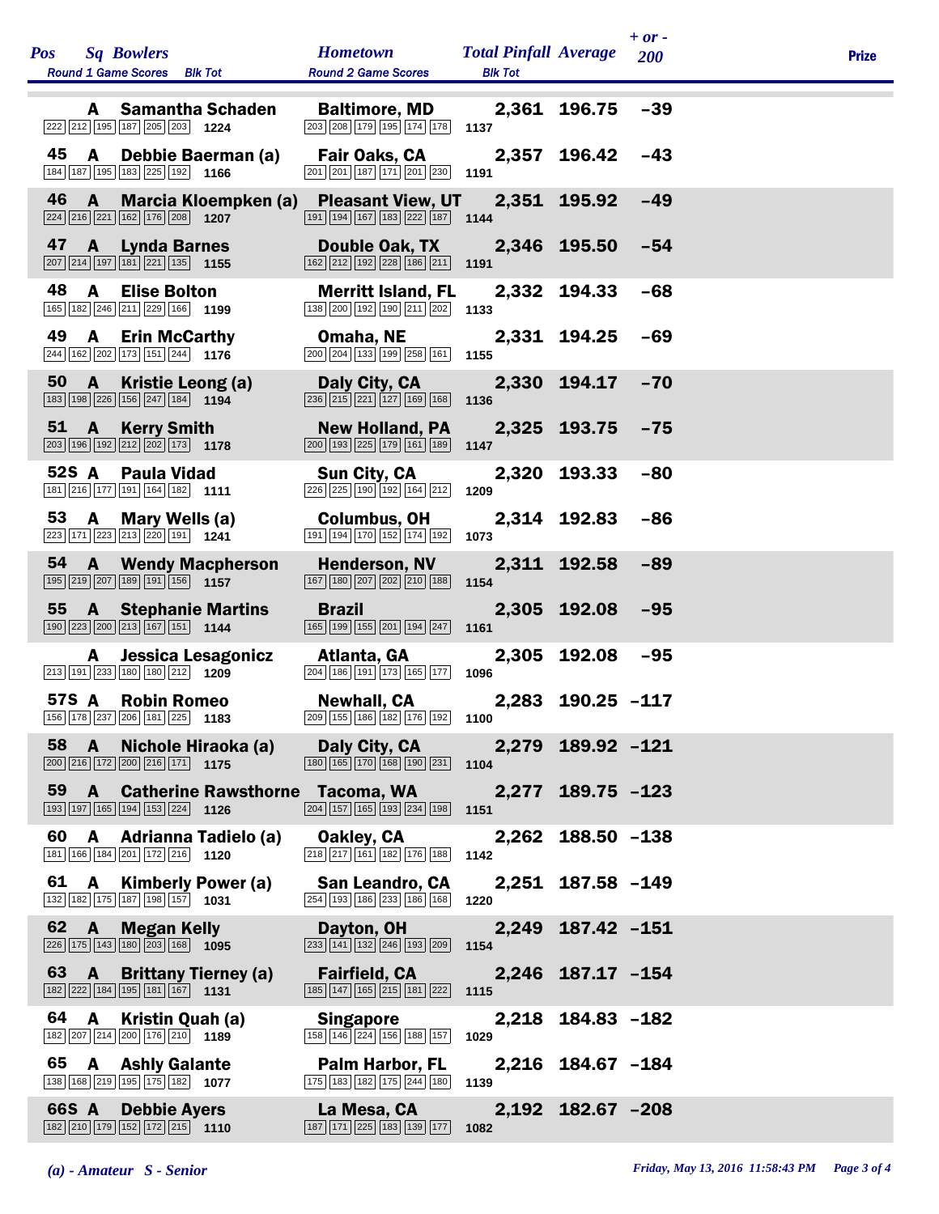| Pos | Sq | Bowlers | Round 1 Game Scores | Blk Tot | Hometown | Round 2 Game Scores | Blk Tot | Total Pinfall | Average | + or - 200 | Prize |
|---|---|---|---|---|---|---|---|---|---|---|---|
| | A | Samantha Schaden | 222 212 195 187 205 203 | 1224 | Baltimore, MD | 203 208 179 195 174 178 | 1137 | 2,361 | 196.75 | -39 | |
| 45 | A | Debbie Baerman (a) | 184 187 195 183 225 192 | 1166 | Fair Oaks, CA | 201 201 187 171 201 230 | 1191 | 2,357 | 196.42 | -43 | |
| 46 | A | Marcia Kloempken (a) | 224 216 221 162 176 208 | 1207 | Pleasant View, UT | 191 194 167 183 222 187 | 1144 | 2,351 | 195.92 | -49 | |
| 47 | A | Lynda Barnes | 207 214 197 181 221 135 | 1155 | Double Oak, TX | 162 212 192 228 186 211 | 1191 | 2,346 | 195.50 | -54 | |
| 48 | A | Elise Bolton | 165 182 246 211 229 166 | 1199 | Merritt Island, FL | 138 200 192 190 211 202 | 1133 | 2,332 | 194.33 | -68 | |
| 49 | A | Erin McCarthy | 244 162 202 173 151 244 | 1176 | Omaha, NE | 200 204 133 199 258 161 | 1155 | 2,331 | 194.25 | -69 | |
| 50 | A | Kristie Leong (a) | 183 198 226 156 247 184 | 1194 | Daly City, CA | 236 215 221 127 169 168 | 1136 | 2,330 | 194.17 | -70 | |
| 51 | A | Kerry Smith | 203 196 192 212 202 173 | 1178 | New Holland, PA | 200 193 225 179 161 189 | 1147 | 2,325 | 193.75 | -75 | |
| 52S | A | Paula Vidad | 181 216 177 191 164 182 | 1111 | Sun City, CA | 226 225 190 192 164 212 | 1209 | 2,320 | 193.33 | -80 | |
| 53 | A | Mary Wells (a) | 223 171 223 213 220 191 | 1241 | Columbus, OH | 191 194 170 152 174 192 | 1073 | 2,314 | 192.83 | -86 | |
| 54 | A | Wendy Macpherson | 195 219 207 189 191 156 | 1157 | Henderson, NV | 167 180 207 202 210 188 | 1154 | 2,311 | 192.58 | -89 | |
| 55 | A | Stephanie Martins | 190 223 200 213 167 151 | 1144 | Brazil | 165 199 155 201 194 247 | 1161 | 2,305 | 192.08 | -95 | |
| | A | Jessica Lesagonicz | 213 191 233 180 180 212 | 1209 | Atlanta, GA | 204 186 191 173 165 177 | 1096 | 2,305 | 192.08 | -95 | |
| 57S | A | Robin Romeo | 156 178 237 206 181 225 | 1183 | Newhall, CA | 209 155 186 182 176 192 | 1100 | 2,283 | 190.25 | -117 | |
| 58 | A | Nichole Hiraoka (a) | 200 216 172 200 216 171 | 1175 | Daly City, CA | 180 165 170 168 190 231 | 1104 | 2,279 | 189.92 | -121 | |
| 59 | A | Catherine Rawsthorne | 193 197 165 194 153 224 | 1126 | Tacoma, WA | 204 157 165 193 234 198 | 1151 | 2,277 | 189.75 | -123 | |
| 60 | A | Adrianna Tadielo (a) | 181 166 184 201 172 216 | 1120 | Oakley, CA | 218 217 161 182 176 188 | 1142 | 2,262 | 188.50 | -138 | |
| 61 | A | Kimberly Power (a) | 132 182 175 187 198 157 | 1031 | San Leandro, CA | 254 193 186 233 186 168 | 1220 | 2,251 | 187.58 | -149 | |
| 62 | A | Megan Kelly | 226 175 143 180 203 168 | 1095 | Dayton, OH | 233 141 132 246 193 209 | 1154 | 2,249 | 187.42 | -151 | |
| 63 | A | Brittany Tierney (a) | 182 222 184 195 181 167 | 1131 | Fairfield, CA | 185 147 165 215 181 222 | 1115 | 2,246 | 187.17 | -154 | |
| 64 | A | Kristin Quah (a) | 182 207 214 200 176 210 | 1189 | Singapore | 158 146 224 156 188 157 | 1029 | 2,218 | 184.83 | -182 | |
| 65 | A | Ashly Galante | 138 168 219 195 175 182 | 1077 | Palm Harbor, FL | 175 183 182 175 244 180 | 1139 | 2,216 | 184.67 | -184 | |
| 66S | A | Debbie Ayers | 182 210 179 152 172 215 | 1110 | La Mesa, CA | 187 171 225 183 139 177 | 1082 | 2,192 | 182.67 | -208 | |

*(a) - Amateur   S - Senior*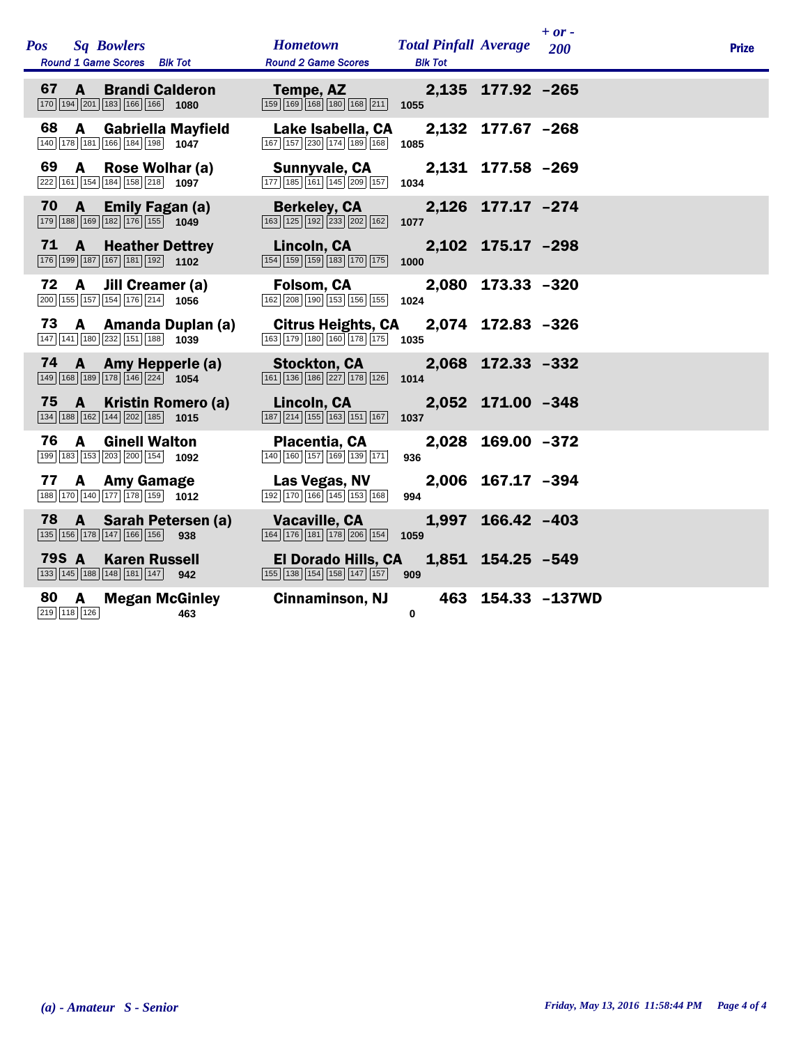| Pos | Sq | Bowlers | Round 1 Game Scores | Blk Tot | Hometown | Round 2 Game Scores | Blk Tot | Total Pinfall | Average | + or - 200 | Prize |
|---|---|---|---|---|---|---|---|---|---|---|---|
| 67 | A | Brandi Calderon | 170 194 201 183 166 166 | 1080 | Tempe, AZ | 159 169 168 180 168 211 | 1055 | 2,135 | 177.92 | -265 | |
| 68 | A | Gabriella Mayfield | 140 178 181 166 184 198 | 1047 | Lake Isabella, CA | 167 157 230 174 189 168 | 1085 | 2,132 | 177.67 | -268 | |
| 69 | A | Rose Wolhar (a) | 222 161 154 184 158 218 | 1097 | Sunnyvale, CA | 177 185 161 145 209 157 | 1034 | 2,131 | 177.58 | -269 | |
| 70 | A | Emily Fagan (a) | 179 188 169 182 176 155 | 1049 | Berkeley, CA | 163 125 192 233 202 162 | 1077 | 2,126 | 177.17 | -274 | |
| 71 | A | Heather Dettrey | 176 199 187 167 181 192 | 1102 | Lincoln, CA | 154 159 159 183 170 175 | 1000 | 2,102 | 175.17 | -298 | |
| 72 | A | Jill Creamer (a) | 200 155 157 154 176 214 | 1056 | Folsom, CA | 162 208 190 153 156 155 | 1024 | 2,080 | 173.33 | -320 | |
| 73 | A | Amanda Duplan (a) | 147 141 180 232 151 188 | 1039 | Citrus Heights, CA | 163 179 180 160 178 175 | 1035 | 2,074 | 172.83 | -326 | |
| 74 | A | Amy Hepperle (a) | 149 168 189 178 146 224 | 1054 | Stockton, CA | 161 136 186 227 178 126 | 1014 | 2,068 | 172.33 | -332 | |
| 75 | A | Kristin Romero (a) | 134 188 162 144 202 185 | 1015 | Lincoln, CA | 187 214 155 163 151 167 | 1037 | 2,052 | 171.00 | -348 | |
| 76 | A | Ginell Walton | 199 183 153 203 200 154 | 1092 | Placentia, CA | 140 160 157 169 139 171 | 936 | 2,028 | 169.00 | -372 | |
| 77 | A | Amy Gamage | 188 170 140 177 178 159 | 1012 | Las Vegas, NV | 192 170 166 145 153 168 | 994 | 2,006 | 167.17 | -394 | |
| 78 | A | Sarah Petersen (a) | 135 156 178 147 166 156 | 938 | Vacaville, CA | 164 176 181 178 206 154 | 1059 | 1,997 | 166.42 | -403 | |
| 79S | A | Karen Russell | 133 145 188 148 181 147 | 942 | El Dorado Hills, CA | 155 138 154 158 147 157 | 909 | 1,851 | 154.25 | -549 | |
| 80 | A | Megan McGinley | 219 118 126 | 463 | Cinnaminson, NJ | | 0 | 463 | 154.33 | -137WD | |

*(a) - Amateur S - Senior*

*Friday, May 13, 2016 11:58:44 PM*